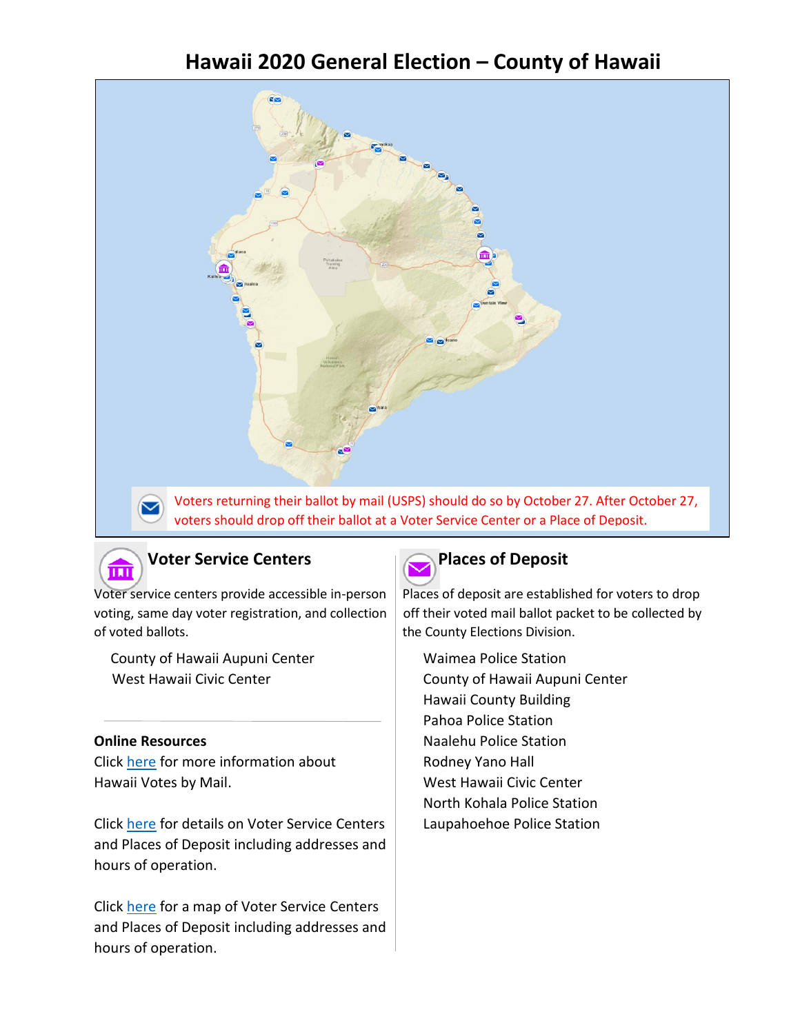# Hawaii 2020 General Election – County of Hawaii

Voters returning their ballot by mail (USPS) should do so by October 27. After October 27, voters should drop off their ballot at a Voter Service Center or a Place of Deposit.

## Voter Service Centers

Voter service centers provide accessible in-person voting, same day voter registration, and collection of voted ballots.

- County of Hawaii Aupuni Center
- West Hawaii Civic Center

## Places of Deposit

Places of deposit are established for voters to drop off their voted mail ballot packet to be collected by the County Elections Division.

- Waimea Police Station
- County of Hawaii Aupuni Center
- Hawaii County Building
- Pahoa Police Station
- Naalehu Police Station
- Rodney Yano Hall
- West Hawaii Civic Center
- North Kohala Police Station
- Laupahoehoe Police Station

**Online Resources**

Click here for more information about Hawaii Votes by Mail.

Click here for details on Voter Service Centers and Places of Deposit including addresses and hours of operation.

Click here for a map of Voter Service Centers and Places of Deposit including addresses and hours of operation.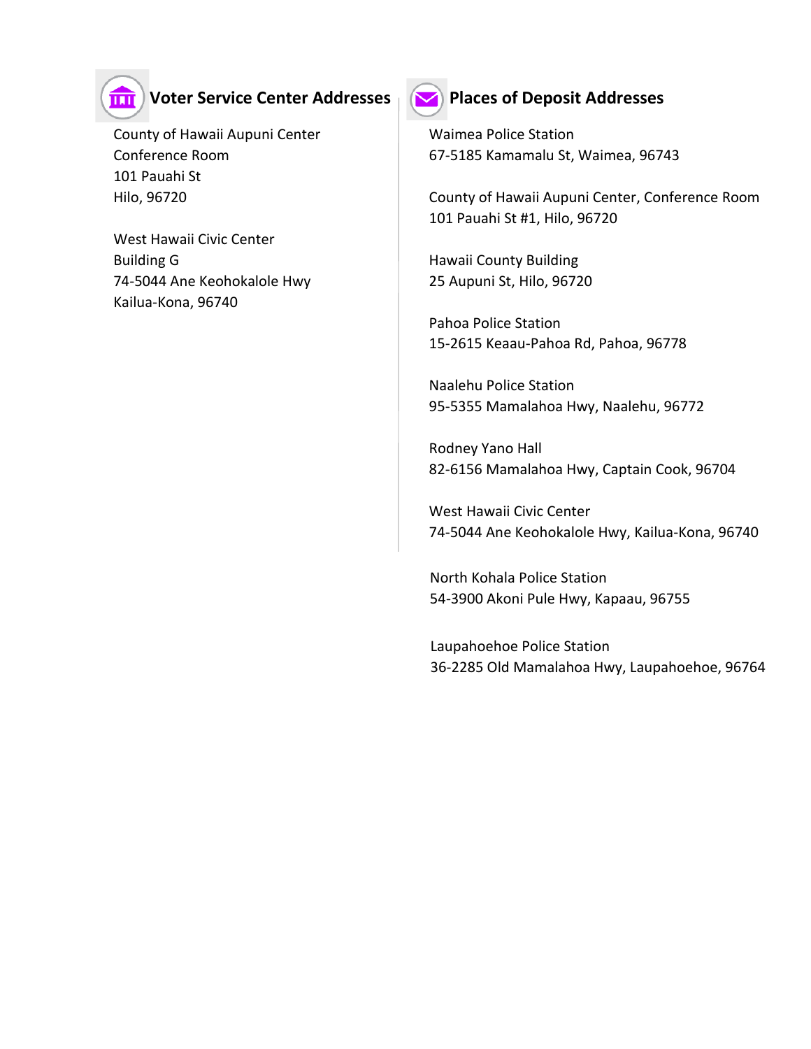## Voter Service Center Addresses

County of Hawaii Aupuni Center  
Conference Room  
101 Pauahi St  
Hilo, 96720

West Hawaii Civic Center  
Building G  
74-5044 Ane Keohokalole Hwy  
Kailua-Kona, 96740

## Places of Deposit Addresses

Waimea Police Station  
67-5185 Kamamalu St, Waimea, 96743

County of Hawaii Aupuni Center, Conference Room  
101 Pauahi St #1, Hilo, 96720

Hawaii County Building  
25 Aupuni St, Hilo, 96720

Pahoa Police Station  
15-2615 Keaau-Pahoa Rd, Pahoa, 96778

Naalehu Police Station  
95-5355 Mamalahoa Hwy, Naalehu, 96772

Rodney Yano Hall  
82-6156 Mamalahoa Hwy, Captain Cook, 96704

West Hawaii Civic Center  
74-5044 Ane Keohokalole Hwy, Kailua-Kona, 96740

North Kohala Police Station  
54-3900 Akoni Pule Hwy, Kapaau, 96755

Laupahoehoe Police Station  
36-2285 Old Mamalahoa Hwy, Laupahoehoe, 96764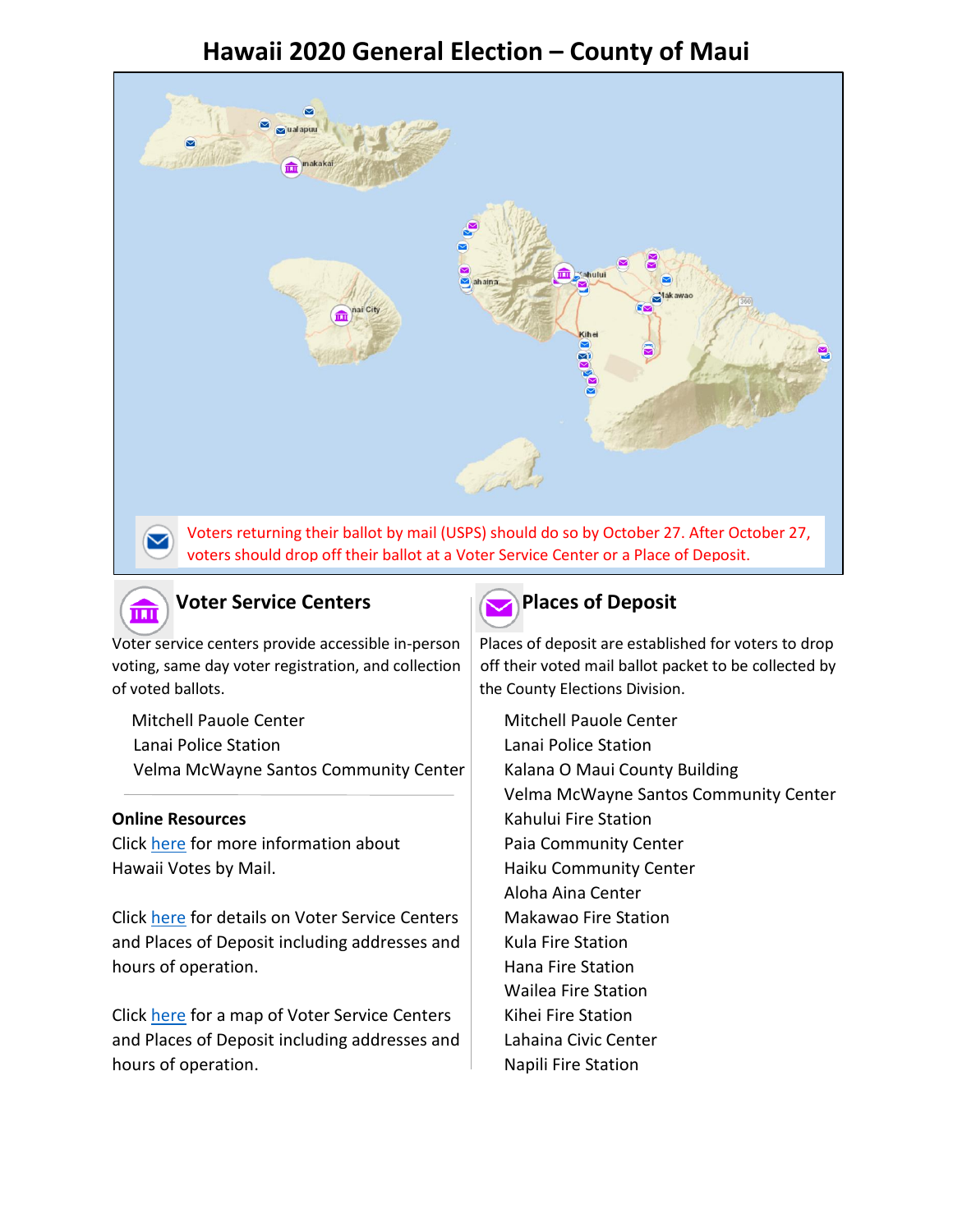# Hawaii 2020 General Election – County of Maui

Voters returning their ballot by mail (USPS) should do so by October 27. After October 27, voters should drop off their ballot at a Voter Service Center or a Place of Deposit.

## Voter Service Centers

Voter service centers provide accessible in-person voting, same day voter registration, and collection of voted ballots.

- Mitchell Pauole Center
- Lanai Police Station
- Velma McWayne Santos Community Center

### Online Resources

Click here for more information about Hawaii Votes by Mail.

Click here for details on Voter Service Centers and Places of Deposit including addresses and hours of operation.

Click here for a map of Voter Service Centers and Places of Deposit including addresses and hours of operation.

## Places of Deposit

Places of deposit are established for voters to drop off their voted mail ballot packet to be collected by the County Elections Division.

- Mitchell Pauole Center
- Lanai Police Station
- Kalana O Maui County Building
- Velma McWayne Santos Community Center
- Kahului Fire Station
- Paia Community Center
- Haiku Community Center
- Aloha Aina Center
- Makawao Fire Station
- Kula Fire Station
- Hana Fire Station
- Wailea Fire Station
- Kihei Fire Station
- Lahaina Civic Center
- Napili Fire Station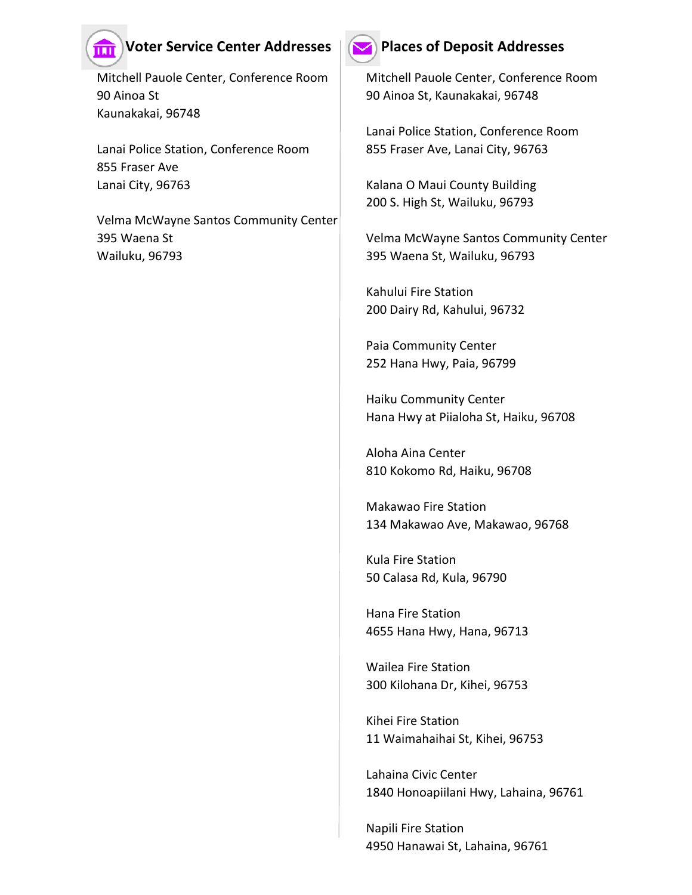## Voter Service Center Addresses

Mitchell Pauole Center, Conference Room
90 Ainoa St
Kaunakakai, 96748

Lanai Police Station, Conference Room
855 Fraser Ave
Lanai City, 96763

Velma McWayne Santos Community Center
395 Waena St
Wailuku, 96793

## Places of Deposit Addresses

Mitchell Pauole Center, Conference Room
90 Ainoa St, Kaunakakai, 96748

Lanai Police Station, Conference Room
855 Fraser Ave, Lanai City, 96763

Kalana O Maui County Building
200 S. High St, Wailuku, 96793

Velma McWayne Santos Community Center
395 Waena St, Wailuku, 96793

Kahului Fire Station
200 Dairy Rd, Kahului, 96732

Paia Community Center
252 Hana Hwy, Paia, 96799

Haiku Community Center
Hana Hwy at Piialoha St, Haiku, 96708

Aloha Aina Center
810 Kokomo Rd, Haiku, 96708

Makawao Fire Station
134 Makawao Ave, Makawao, 96768

Kula Fire Station
50 Calasa Rd, Kula, 96790

Hana Fire Station
4655 Hana Hwy, Hana, 96713

Wailea Fire Station
300 Kilohana Dr, Kihei, 96753

Kihei Fire Station
11 Waimahaihai St, Kihei, 96753

Lahaina Civic Center
1840 Honoapiilani Hwy, Lahaina, 96761

Napili Fire Station
4950 Hanawai St, Lahaina, 96761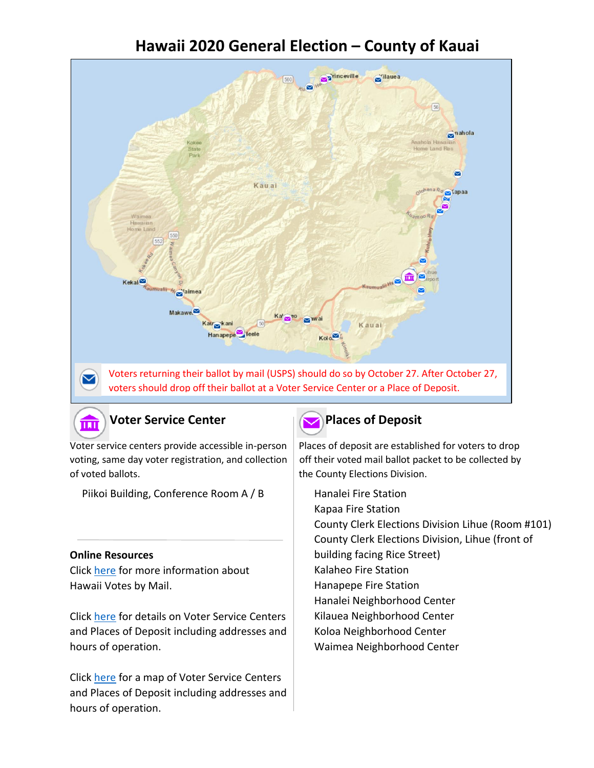# Hawaii 2020 General Election – County of Kauai

Voters returning their ballot by mail (USPS) should do so by October 27. After October 27, voters should drop off their ballot at a Voter Service Center or a Place of Deposit.

## Voter Service Center

Voter service centers provide accessible in-person voting, same day voter registration, and collection of voted ballots.

Piikoi Building, Conference Room A / B

**Online Resources**

Click here for more information about Hawaii Votes by Mail.

Click here for details on Voter Service Centers and Places of Deposit including addresses and hours of operation.

Click here for a map of Voter Service Centers and Places of Deposit including addresses and hours of operation.

## Places of Deposit

Places of deposit are established for voters to drop off their voted mail ballot packet to be collected by the County Elections Division.

- Hanalei Fire Station
- Kapaa Fire Station
- County Clerk Elections Division Lihue (Room #101)
- County Clerk Elections Division, Lihue (front of building facing Rice Street)
- Kalaheo Fire Station
- Hanapepe Fire Station
- Hanalei Neighborhood Center
- Kilauea Neighborhood Center
- Koloa Neighborhood Center
- Waimea Neighborhood Center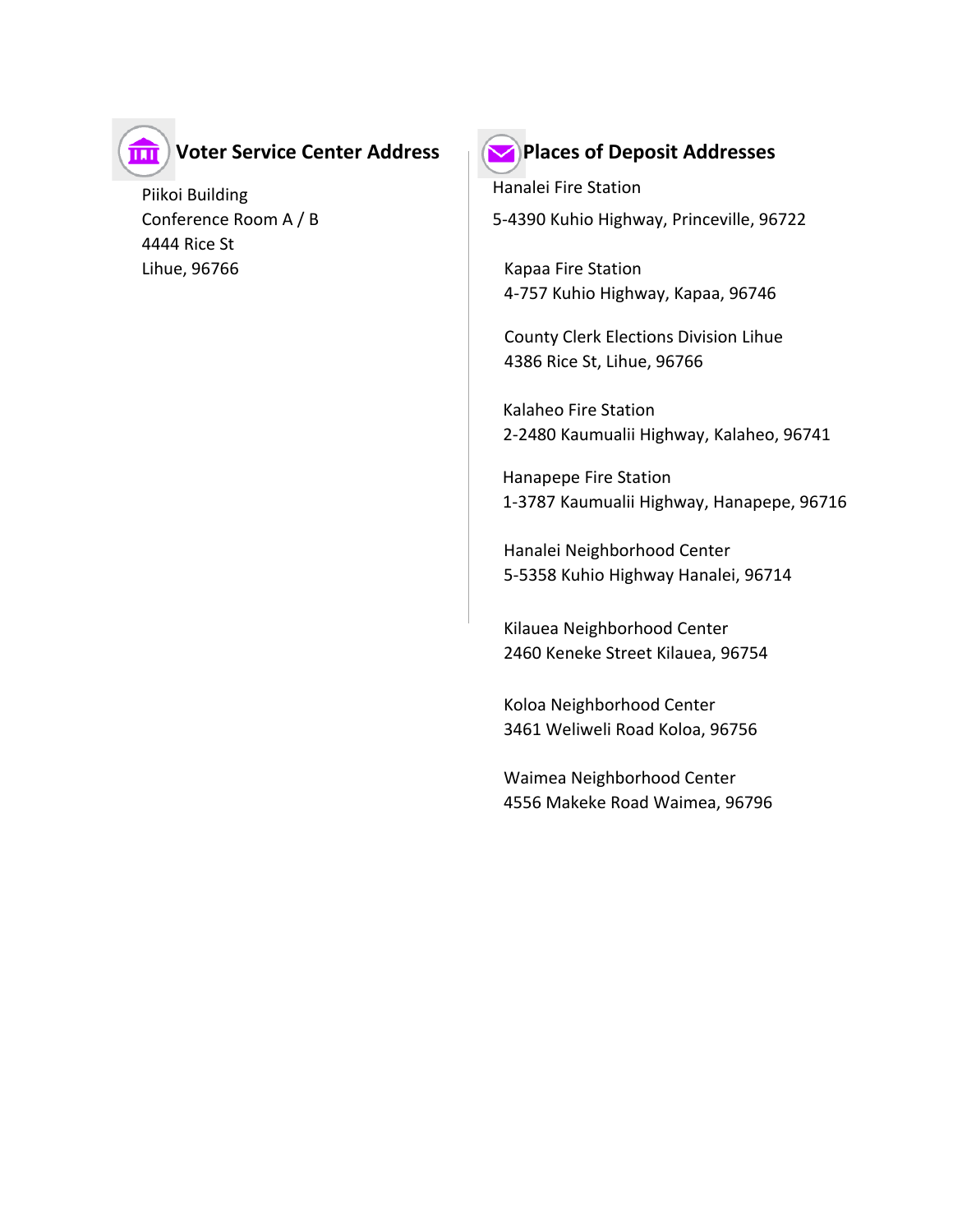## Voter Service Center Address

Piikoi Building
Conference Room A / B
4444 Rice St
Lihue, 96766

## Places of Deposit Addresses

Hanalei Fire Station
5-4390 Kuhio Highway, Princeville, 96722

Kapaa Fire Station
4-757 Kuhio Highway, Kapaa, 96746

County Clerk Elections Division Lihue
4386 Rice St, Lihue, 96766

Kalaheo Fire Station
2-2480 Kaumualii Highway, Kalaheo, 96741

Hanapepe Fire Station
1-3787 Kaumualii Highway, Hanapepe, 96716

Hanalei Neighborhood Center
5-5358 Kuhio Highway Hanalei, 96714

Kilauea Neighborhood Center
2460 Keneke Street Kilauea, 96754

Koloa Neighborhood Center
3461 Weliweli Road Koloa, 96756

Waimea Neighborhood Center
4556 Makeke Road Waimea, 96796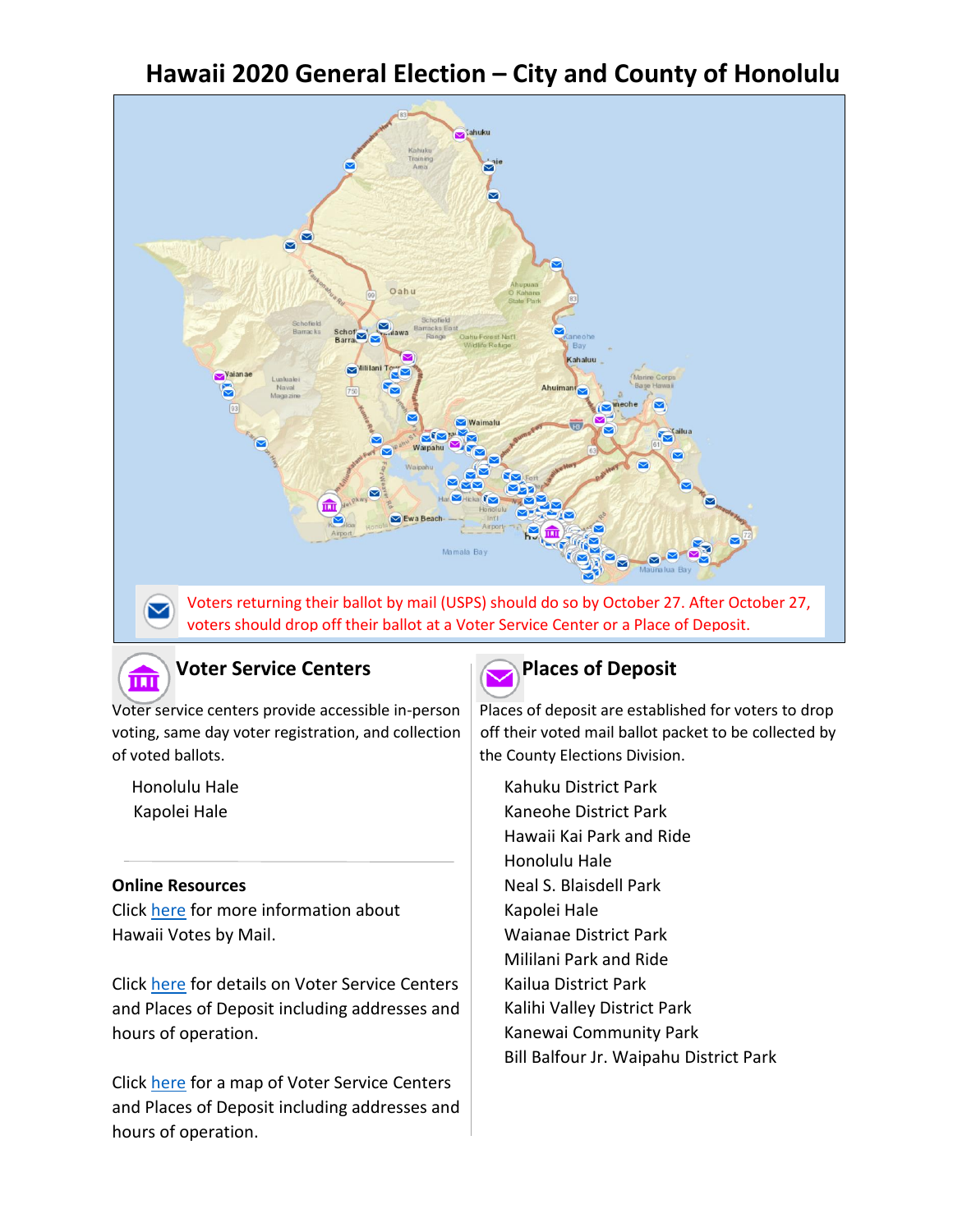# Hawaii 2020 General Election – City and County of Honolulu

Voters returning their ballot by mail (USPS) should do so by October 27. After October 27, voters should drop off their ballot at a Voter Service Center or a Place of Deposit.

## Voter Service Centers

Voter service centers provide accessible in-person voting, same day voter registration, and collection of voted ballots.

- Honolulu Hale
- Kapolei Hale

### Online Resources

Click here for more information about Hawaii Votes by Mail.

Click here for details on Voter Service Centers and Places of Deposit including addresses and hours of operation.

Click here for a map of Voter Service Centers and Places of Deposit including addresses and hours of operation.

## Places of Deposit

Places of deposit are established for voters to drop off their voted mail ballot packet to be collected by the County Elections Division.

- Kahuku District Park
- Kaneohe District Park
- Hawaii Kai Park and Ride
- Honolulu Hale
- Neal S. Blaisdell Park
- Kapolei Hale
- Waianae District Park
- Mililani Park and Ride
- Kailua District Park
- Kalihi Valley District Park
- Kanewai Community Park
- Bill Balfour Jr. Waipahu District Park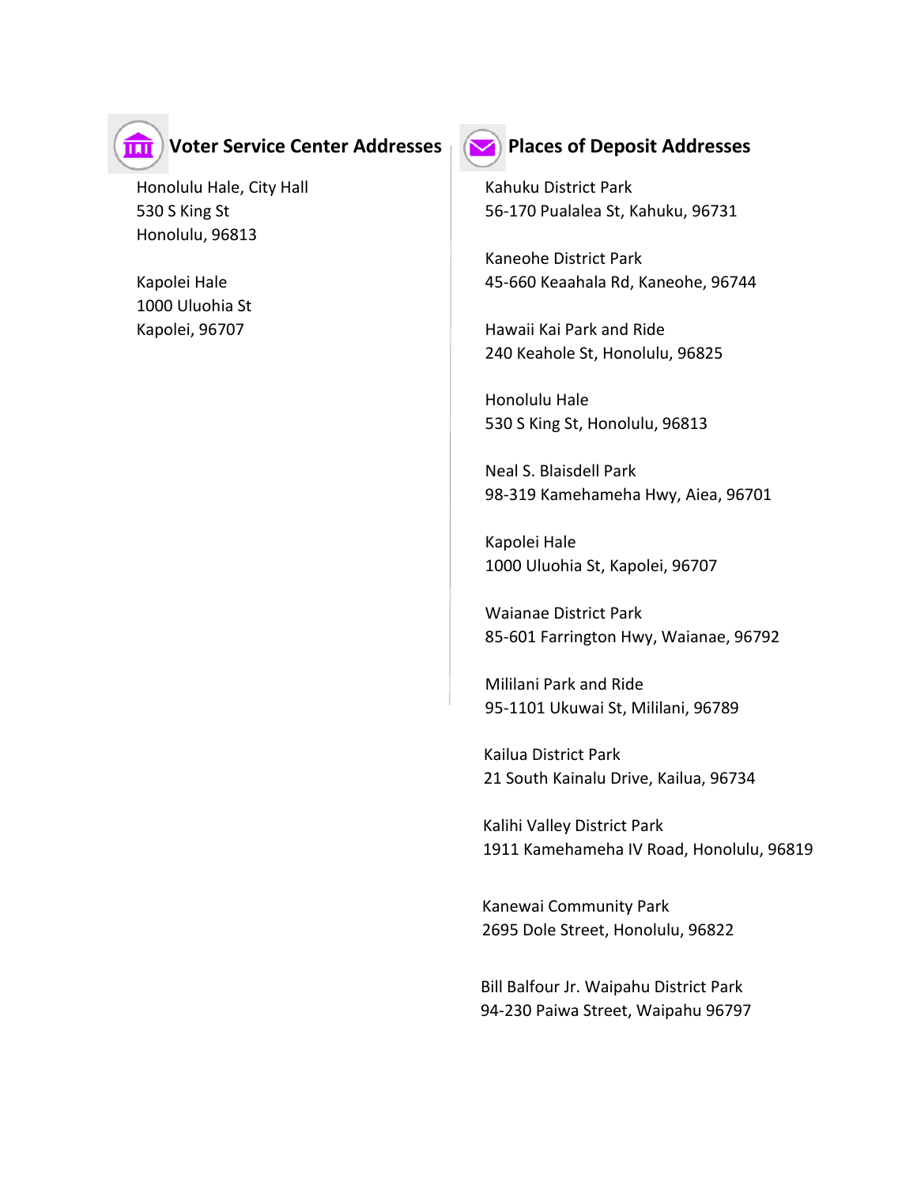## Voter Service Center Addresses

Honolulu Hale, City Hall
530 S King St
Honolulu, 96813

Kapolei Hale
1000 Uluohia St
Kapolei, 96707

## Places of Deposit Addresses

Kahuku District Park
56-170 Pualalea St, Kahuku, 96731

Kaneohe District Park
45-660 Keaahala Rd, Kaneohe, 96744

Hawaii Kai Park and Ride
240 Keahole St, Honolulu, 96825

Honolulu Hale
530 S King St, Honolulu, 96813

Neal S. Blaisdell Park
98-319 Kamehameha Hwy, Aiea, 96701

Kapolei Hale
1000 Uluohia St, Kapolei, 96707

Waianae District Park
85-601 Farrington Hwy, Waianae, 96792

Mililani Park and Ride
95-1101 Ukuwai St, Mililani, 96789

Kailua District Park
21 South Kainalu Drive, Kailua, 96734

Kalihi Valley District Park
1911 Kamehameha IV Road, Honolulu, 96819

Kanewai Community Park
2695 Dole Street, Honolulu, 96822

Bill Balfour Jr. Waipahu District Park
94-230 Paiwa Street, Waipahu 96797